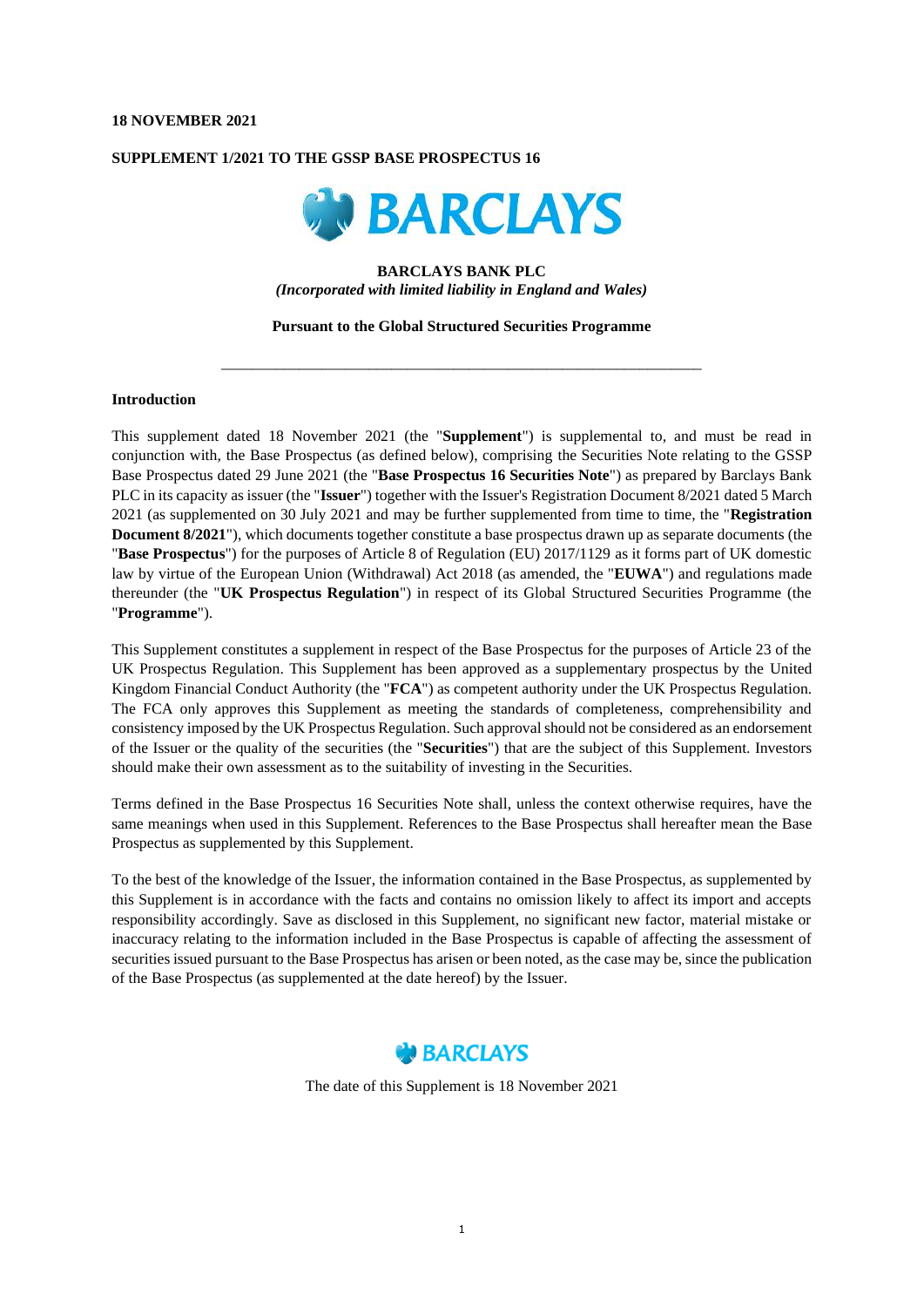**18 NOVEMBER 2021**

**SUPPLEMENT 1/2021 TO THE GSSP BASE PROSPECTUS 16**

**BARCLAYS BANK PLC**
***(Incorporated with limited liability in England and Wales)***

**Pursuant to the Global Structured Securities Programme**

---

**Introduction**

This supplement dated 18 November 2021 (the "**Supplement**") is supplemental to, and must be read in conjunction with, the Base Prospectus (as defined below), comprising the Securities Note relating to the GSSP Base Prospectus dated 29 June 2021 (the "**Base Prospectus 16 Securities Note**") as prepared by Barclays Bank PLC in its capacity as issuer (the "**Issuer**") together with the Issuer's Registration Document 8/2021 dated 5 March 2021 (as supplemented on 30 July 2021 and may be further supplemented from time to time, the "**Registration Document 8/2021**"), which documents together constitute a base prospectus drawn up as separate documents (the "**Base Prospectus**") for the purposes of Article 8 of Regulation (EU) 2017/1129 as it forms part of UK domestic law by virtue of the European Union (Withdrawal) Act 2018 (as amended, the "**EUWA**") and regulations made thereunder (the "**UK Prospectus Regulation**") in respect of its Global Structured Securities Programme (the "**Programme**").

This Supplement constitutes a supplement in respect of the Base Prospectus for the purposes of Article 23 of the UK Prospectus Regulation. This Supplement has been approved as a supplementary prospectus by the United Kingdom Financial Conduct Authority (the "**FCA**") as competent authority under the UK Prospectus Regulation. The FCA only approves this Supplement as meeting the standards of completeness, comprehensibility and consistency imposed by the UK Prospectus Regulation. Such approval should not be considered as an endorsement of the Issuer or the quality of the securities (the "**Securities**") that are the subject of this Supplement. Investors should make their own assessment as to the suitability of investing in the Securities.

Terms defined in the Base Prospectus 16 Securities Note shall, unless the context otherwise requires, have the same meanings when used in this Supplement. References to the Base Prospectus shall hereafter mean the Base Prospectus as supplemented by this Supplement.

To the best of the knowledge of the Issuer, the information contained in the Base Prospectus, as supplemented by this Supplement is in accordance with the facts and contains no omission likely to affect its import and accepts responsibility accordingly. Save as disclosed in this Supplement, no significant new factor, material mistake or inaccuracy relating to the information included in the Base Prospectus is capable of affecting the assessment of securities issued pursuant to the Base Prospectus has arisen or been noted, as the case may be, since the publication of the Base Prospectus (as supplemented at the date hereof) by the Issuer.

The date of this Supplement is 18 November 2021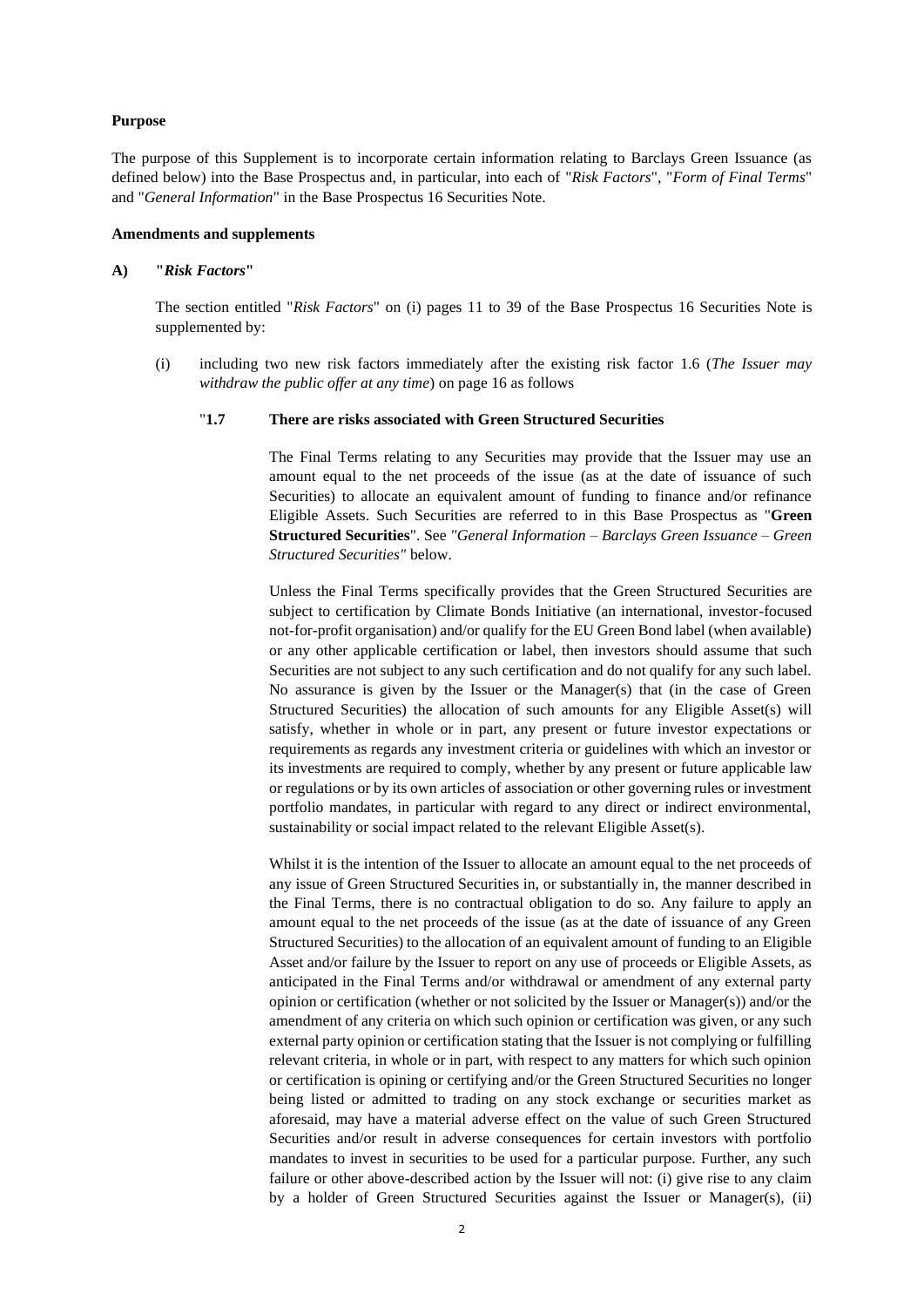**Purpose**

The purpose of this Supplement is to incorporate certain information relating to Barclays Green Issuance (as defined below) into the Base Prospectus and, in particular, into each of "*Risk Factors*", "*Form of Final Terms*" and "*General Information*" in the Base Prospectus 16 Securities Note.

**Amendments and supplements**

**A) "*Risk Factors*"**

The section entitled "*Risk Factors*" on (i) pages 11 to 39 of the Base Prospectus 16 Securities Note is supplemented by:

(i) including two new risk factors immediately after the existing risk factor 1.6 (*The Issuer may withdraw the public offer at any time*) on page 16 as follows

"**1.7 There are risks associated with Green Structured Securities**

The Final Terms relating to any Securities may provide that the Issuer may use an amount equal to the net proceeds of the issue (as at the date of issuance of such Securities) to allocate an equivalent amount of funding to finance and/or refinance Eligible Assets. Such Securities are referred to in this Base Prospectus as "**Green Structured Securities**". See *"General Information – Barclays Green Issuance – Green Structured Securities"* below.

Unless the Final Terms specifically provides that the Green Structured Securities are subject to certification by Climate Bonds Initiative (an international, investor-focused not-for-profit organisation) and/or qualify for the EU Green Bond label (when available) or any other applicable certification or label, then investors should assume that such Securities are not subject to any such certification and do not qualify for any such label. No assurance is given by the Issuer or the Manager(s) that (in the case of Green Structured Securities) the allocation of such amounts for any Eligible Asset(s) will satisfy, whether in whole or in part, any present or future investor expectations or requirements as regards any investment criteria or guidelines with which an investor or its investments are required to comply, whether by any present or future applicable law or regulations or by its own articles of association or other governing rules or investment portfolio mandates, in particular with regard to any direct or indirect environmental, sustainability or social impact related to the relevant Eligible Asset(s).

Whilst it is the intention of the Issuer to allocate an amount equal to the net proceeds of any issue of Green Structured Securities in, or substantially in, the manner described in the Final Terms, there is no contractual obligation to do so. Any failure to apply an amount equal to the net proceeds of the issue (as at the date of issuance of any Green Structured Securities) to the allocation of an equivalent amount of funding to an Eligible Asset and/or failure by the Issuer to report on any use of proceeds or Eligible Assets, as anticipated in the Final Terms and/or withdrawal or amendment of any external party opinion or certification (whether or not solicited by the Issuer or Manager(s)) and/or the amendment of any criteria on which such opinion or certification was given, or any such external party opinion or certification stating that the Issuer is not complying or fulfilling relevant criteria, in whole or in part, with respect to any matters for which such opinion or certification is opining or certifying and/or the Green Structured Securities no longer being listed or admitted to trading on any stock exchange or securities market as aforesaid, may have a material adverse effect on the value of such Green Structured Securities and/or result in adverse consequences for certain investors with portfolio mandates to invest in securities to be used for a particular purpose. Further, any such failure or other above-described action by the Issuer will not: (i) give rise to any claim by a holder of Green Structured Securities against the Issuer or Manager(s), (ii)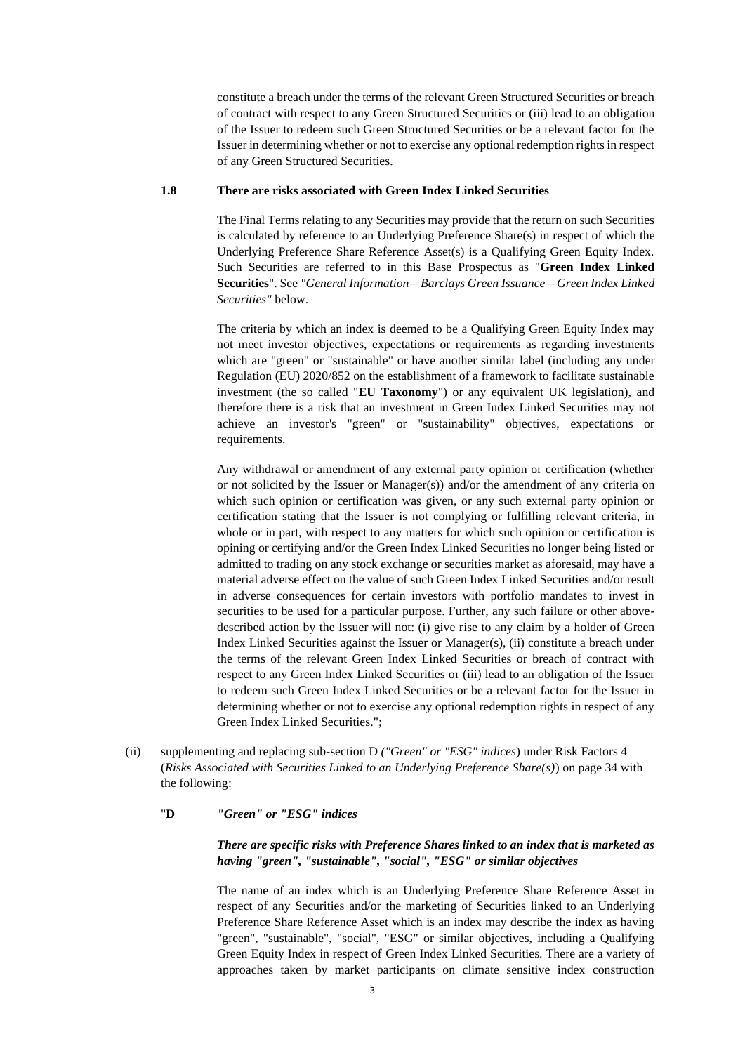constitute a breach under the terms of the relevant Green Structured Securities or breach of contract with respect to any Green Structured Securities or (iii) lead to an obligation of the Issuer to redeem such Green Structured Securities or be a relevant factor for the Issuer in determining whether or not to exercise any optional redemption rights in respect of any Green Structured Securities.

**1.8 There are risks associated with Green Index Linked Securities**

The Final Terms relating to any Securities may provide that the return on such Securities is calculated by reference to an Underlying Preference Share(s) in respect of which the Underlying Preference Share Reference Asset(s) is a Qualifying Green Equity Index. Such Securities are referred to in this Base Prospectus as "**Green Index Linked Securities**". See *"General Information – Barclays Green Issuance – Green Index Linked Securities"* below.

The criteria by which an index is deemed to be a Qualifying Green Equity Index may not meet investor objectives, expectations or requirements as regarding investments which are "green" or "sustainable" or have another similar label (including any under Regulation (EU) 2020/852 on the establishment of a framework to facilitate sustainable investment (the so called "**EU Taxonomy**") or any equivalent UK legislation), and therefore there is a risk that an investment in Green Index Linked Securities may not achieve an investor's "green" or "sustainability" objectives, expectations or requirements.

Any withdrawal or amendment of any external party opinion or certification (whether or not solicited by the Issuer or Manager(s)) and/or the amendment of any criteria on which such opinion or certification was given, or any such external party opinion or certification stating that the Issuer is not complying or fulfilling relevant criteria, in whole or in part, with respect to any matters for which such opinion or certification is opining or certifying and/or the Green Index Linked Securities no longer being listed or admitted to trading on any stock exchange or securities market as aforesaid, may have a material adverse effect on the value of such Green Index Linked Securities and/or result in adverse consequences for certain investors with portfolio mandates to invest in securities to be used for a particular purpose. Further, any such failure or other above-described action by the Issuer will not: (i) give rise to any claim by a holder of Green Index Linked Securities against the Issuer or Manager(s), (ii) constitute a breach under the terms of the relevant Green Index Linked Securities or breach of contract with respect to any Green Index Linked Securities or (iii) lead to an obligation of the Issuer to redeem such Green Index Linked Securities or be a relevant factor for the Issuer in determining whether or not to exercise any optional redemption rights in respect of any Green Index Linked Securities.";

(ii) supplementing and replacing sub-section D *("Green" or "ESG" indices*) under Risk Factors 4 (*Risks Associated with Securities Linked to an Underlying Preference Share(s)*) on page 34 with the following:

"**D** ***"Green" or "ESG" indices***

***There are specific risks with Preference Shares linked to an index that is marketed as having "green", "sustainable", "social", "ESG" or similar objectives***

The name of an index which is an Underlying Preference Share Reference Asset in respect of any Securities and/or the marketing of Securities linked to an Underlying Preference Share Reference Asset which is an index may describe the index as having "green", "sustainable", "social", "ESG" or similar objectives, including a Qualifying Green Equity Index in respect of Green Index Linked Securities. There are a variety of approaches taken by market participants on climate sensitive index construction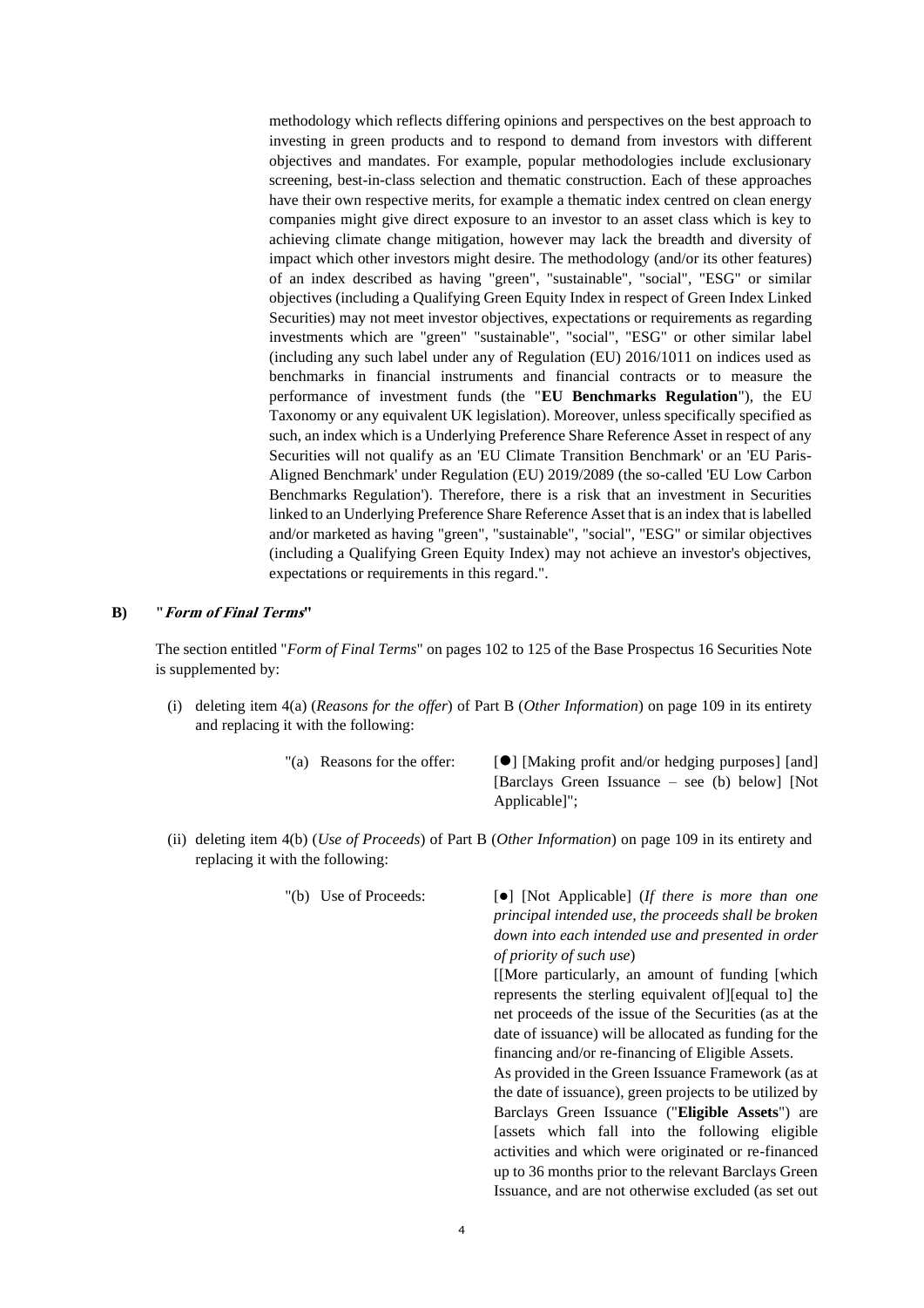methodology which reflects differing opinions and perspectives on the best approach to investing in green products and to respond to demand from investors with different objectives and mandates. For example, popular methodologies include exclusionary screening, best-in-class selection and thematic construction. Each of these approaches have their own respective merits, for example a thematic index centred on clean energy companies might give direct exposure to an investor to an asset class which is key to achieving climate change mitigation, however may lack the breadth and diversity of impact which other investors might desire. The methodology (and/or its other features) of an index described as having "green", "sustainable", "social", "ESG" or similar objectives (including a Qualifying Green Equity Index in respect of Green Index Linked Securities) may not meet investor objectives, expectations or requirements as regarding investments which are "green" "sustainable", "social", "ESG" or other similar label (including any such label under any of Regulation (EU) 2016/1011 on indices used as benchmarks in financial instruments and financial contracts or to measure the performance of investment funds (the "**EU Benchmarks Regulation**"), the EU Taxonomy or any equivalent UK legislation). Moreover, unless specifically specified as such, an index which is a Underlying Preference Share Reference Asset in respect of any Securities will not qualify as an 'EU Climate Transition Benchmark' or an 'EU Paris-Aligned Benchmark' under Regulation (EU) 2019/2089 (the so-called 'EU Low Carbon Benchmarks Regulation'). Therefore, there is a risk that an investment in Securities linked to an Underlying Preference Share Reference Asset that is an index that is labelled and/or marketed as having "green", "sustainable", "social", "ESG" or similar objectives (including a Qualifying Green Equity Index) may not achieve an investor's objectives, expectations or requirements in this regard.".

**B) "*Form of Final Terms*"**

The section entitled "*Form of Final Terms*" on pages 102 to 125 of the Base Prospectus 16 Securities Note is supplemented by:

(i) deleting item 4(a) (*Reasons for the offer*) of Part B (*Other Information*) on page 109 in its entirety and replacing it with the following:

| "(a) Reasons for the offer: | [●] [Making profit and/or hedging purposes] [and] [Barclays Green Issuance – see (b) below] [Not Applicable]"; |
|---|---|

(ii) deleting item 4(b) (*Use of Proceeds*) of Part B (*Other Information*) on page 109 in its entirety and replacing it with the following:

| "(b) Use of Proceeds: | [●] [Not Applicable] (*If there is more than one principal intended use, the proceeds shall be broken down into each intended use and presented in order of priority of such use*)<br>[[More particularly, an amount of funding [which represents the sterling equivalent of][equal to] the net proceeds of the issue of the Securities (as at the date of issuance) will be allocated as funding for the financing and/or re-financing of Eligible Assets.<br>As provided in the Green Issuance Framework (as at the date of issuance), green projects to be utilized by Barclays Green Issuance ("**Eligible Assets**") are [assets which fall into the following eligible activities and which were originated or re-financed up to 36 months prior to the relevant Barclays Green Issuance, and are not otherwise excluded (as set out |
|---|---|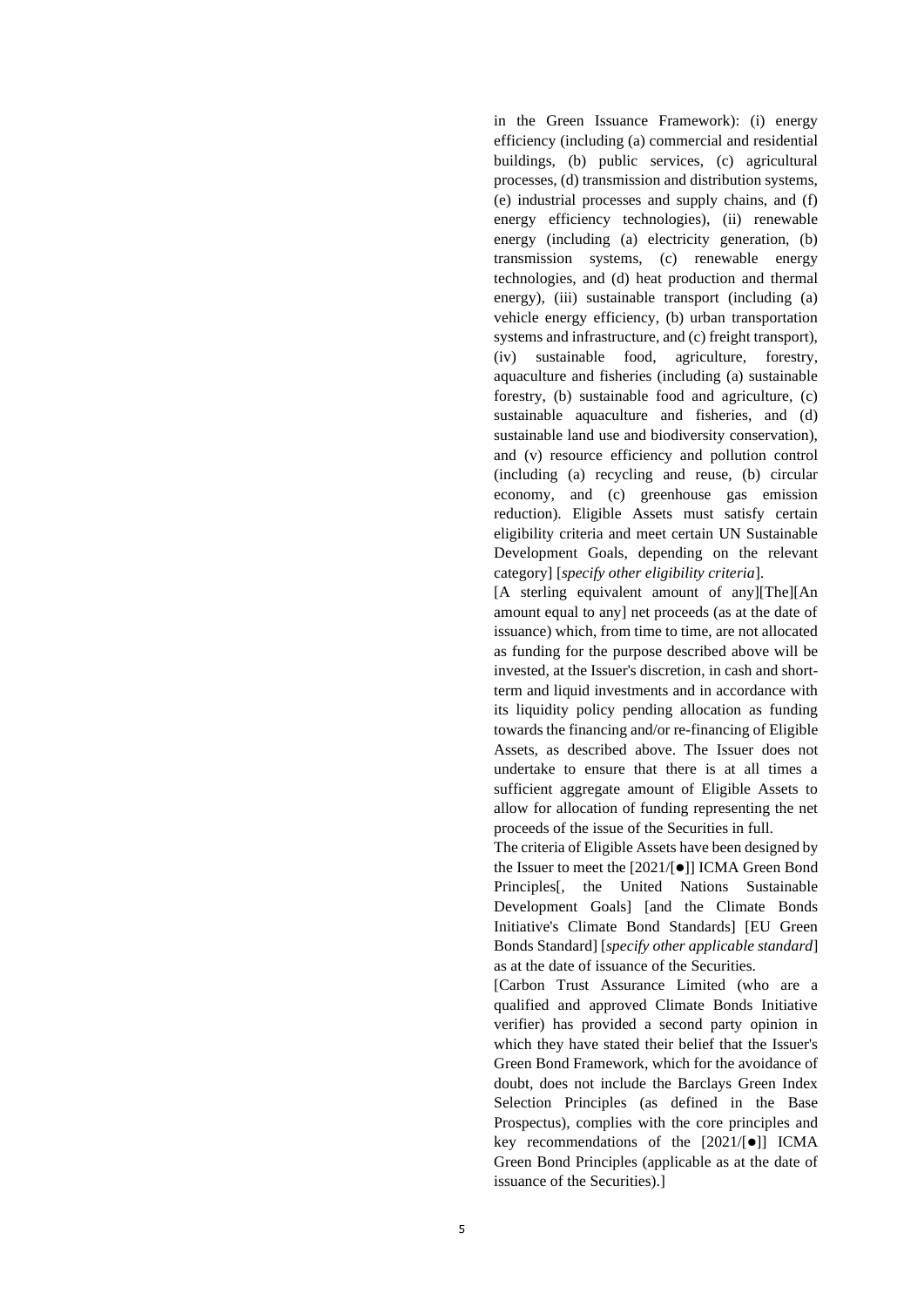in the Green Issuance Framework): (i) energy efficiency (including (a) commercial and residential buildings, (b) public services, (c) agricultural processes, (d) transmission and distribution systems, (e) industrial processes and supply chains, and (f) energy efficiency technologies), (ii) renewable energy (including (a) electricity generation, (b) transmission systems, (c) renewable energy technologies, and (d) heat production and thermal energy), (iii) sustainable transport (including (a) vehicle energy efficiency, (b) urban transportation systems and infrastructure, and (c) freight transport), (iv) sustainable food, agriculture, forestry, aquaculture and fisheries (including (a) sustainable forestry, (b) sustainable food and agriculture, (c) sustainable aquaculture and fisheries, and (d) sustainable land use and biodiversity conservation), and (v) resource efficiency and pollution control (including (a) recycling and reuse, (b) circular economy, and (c) greenhouse gas emission reduction). Eligible Assets must satisfy certain eligibility criteria and meet certain UN Sustainable Development Goals, depending on the relevant category] [*specify other eligibility criteria*].

[A sterling equivalent amount of any][The][An amount equal to any] net proceeds (as at the date of issuance) which, from time to time, are not allocated as funding for the purpose described above will be invested, at the Issuer's discretion, in cash and short-term and liquid investments and in accordance with its liquidity policy pending allocation as funding towards the financing and/or re-financing of Eligible Assets, as described above. The Issuer does not undertake to ensure that there is at all times a sufficient aggregate amount of Eligible Assets to allow for allocation of funding representing the net proceeds of the issue of the Securities in full.

The criteria of Eligible Assets have been designed by the Issuer to meet the [2021/[●]] ICMA Green Bond Principles[, the United Nations Sustainable Development Goals] [and the Climate Bonds Initiative's Climate Bond Standards] [EU Green Bonds Standard] [*specify other applicable standard*] as at the date of issuance of the Securities.

[Carbon Trust Assurance Limited (who are a qualified and approved Climate Bonds Initiative verifier) has provided a second party opinion in which they have stated their belief that the Issuer's Green Bond Framework, which for the avoidance of doubt, does not include the Barclays Green Index Selection Principles (as defined in the Base Prospectus), complies with the core principles and key recommendations of the [2021/[●]] ICMA Green Bond Principles (applicable as at the date of issuance of the Securities).]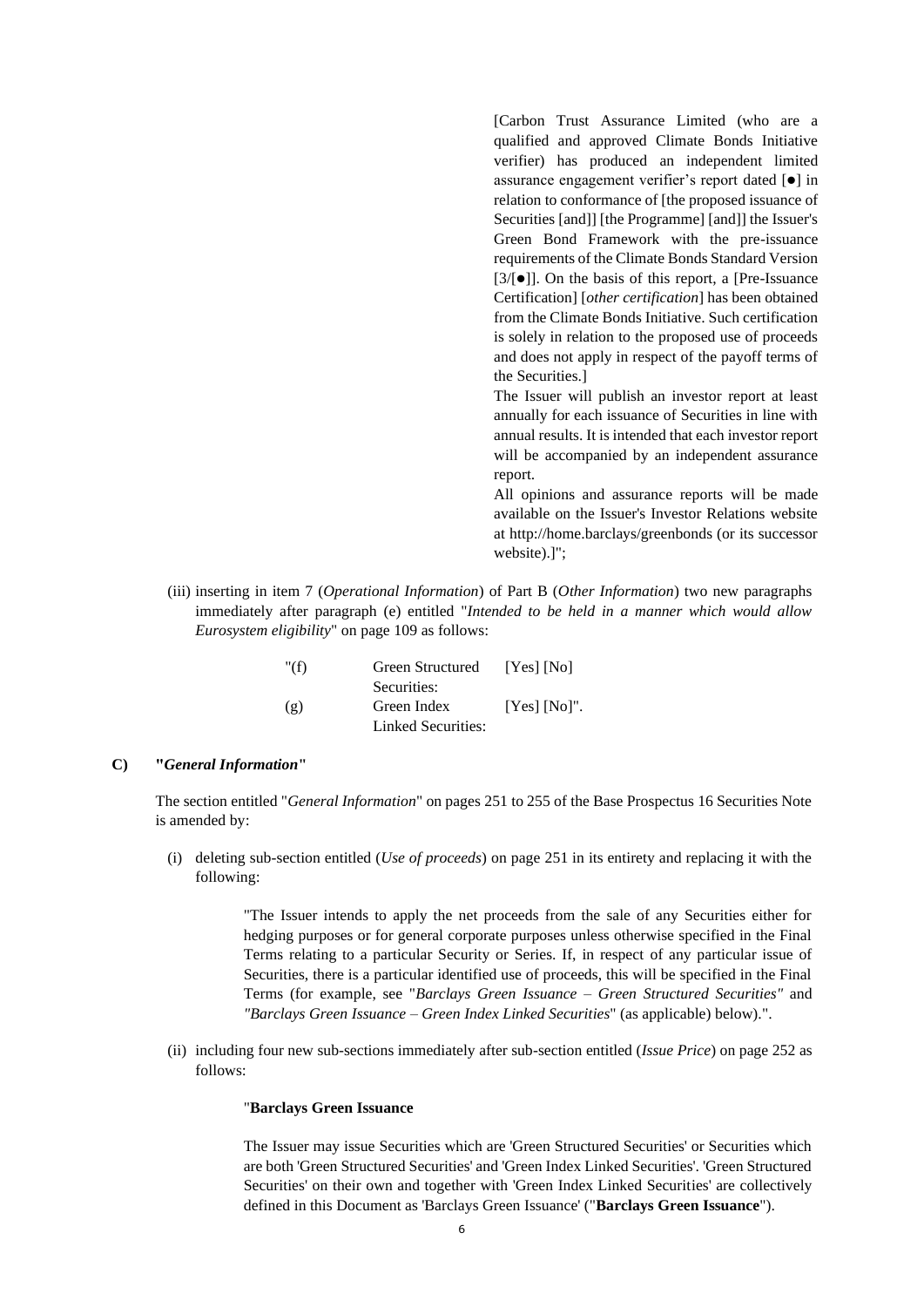[Carbon Trust Assurance Limited (who are a qualified and approved Climate Bonds Initiative verifier) has produced an independent limited assurance engagement verifier's report dated [●] in relation to conformance of [the proposed issuance of Securities [and]] [the Programme] [and]] the Issuer's Green Bond Framework with the pre-issuance requirements of the Climate Bonds Standard Version [3/[●]]. On the basis of this report, a [Pre-Issuance Certification] [*other certification*] has been obtained from the Climate Bonds Initiative. Such certification is solely in relation to the proposed use of proceeds and does not apply in respect of the payoff terms of the Securities.]

The Issuer will publish an investor report at least annually for each issuance of Securities in line with annual results. It is intended that each investor report will be accompanied by an independent assurance report.

All opinions and assurance reports will be made available on the Issuer's Investor Relations website at http://home.barclays/greenbonds (or its successor website).]";

(iii) inserting in item 7 (*Operational Information*) of Part B (*Other Information*) two new paragraphs immediately after paragraph (e) entitled "*Intended to be held in a manner which would allow Eurosystem eligibility*" on page 109 as follows:

| | | |
|---|---|---|
| "(f) | Green Structured Securities: | [Yes] [No] |
| (g) | Green Index Linked Securities: | [Yes] [No]". |

**C) "*General Information*"**

The section entitled "*General Information*" on pages 251 to 255 of the Base Prospectus 16 Securities Note is amended by:

(i) deleting sub-section entitled (*Use of proceeds*) on page 251 in its entirety and replacing it with the following:

> "The Issuer intends to apply the net proceeds from the sale of any Securities either for hedging purposes or for general corporate purposes unless otherwise specified in the Final Terms relating to a particular Security or Series. If, in respect of any particular issue of Securities, there is a particular identified use of proceeds, this will be specified in the Final Terms (for example, see "*Barclays Green Issuance – Green Structured Securities"* and *"Barclays Green Issuance – Green Index Linked Securities*" (as applicable) below).".

(ii) including four new sub-sections immediately after sub-section entitled (*Issue Price*) on page 252 as follows:

> "**Barclays Green Issuance**
>
> The Issuer may issue Securities which are 'Green Structured Securities' or Securities which are both 'Green Structured Securities' and 'Green Index Linked Securities'. 'Green Structured Securities' on their own and together with 'Green Index Linked Securities' are collectively defined in this Document as 'Barclays Green Issuance' ("**Barclays Green Issuance**").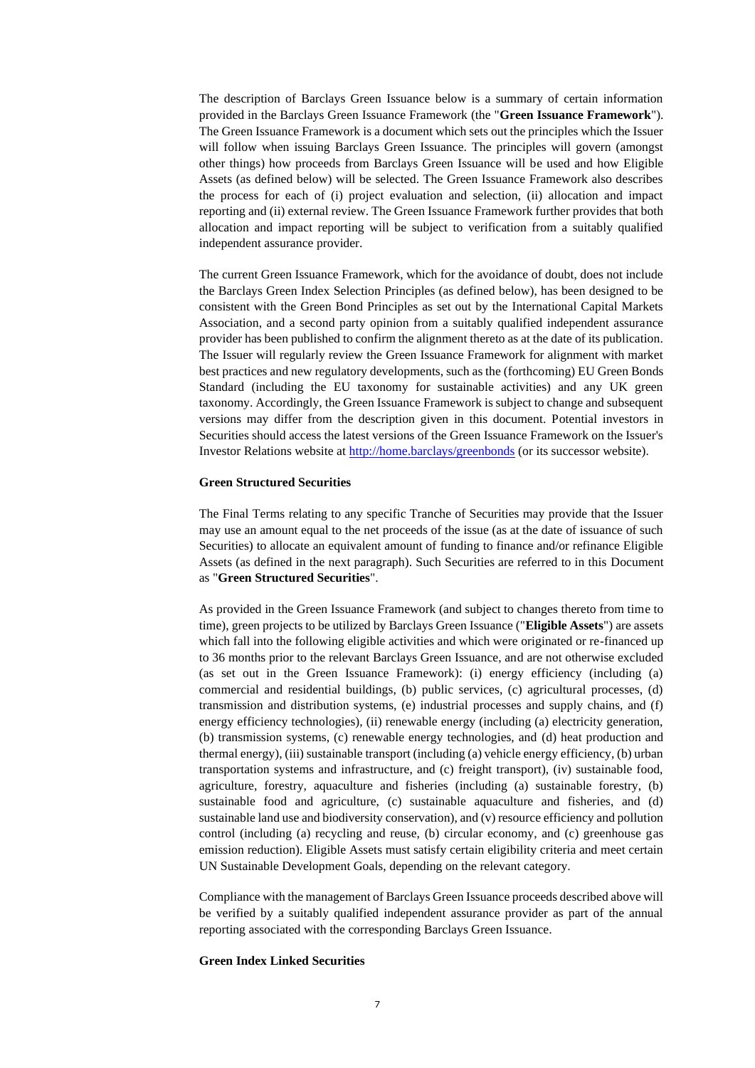The description of Barclays Green Issuance below is a summary of certain information provided in the Barclays Green Issuance Framework (the "**Green Issuance Framework**"). The Green Issuance Framework is a document which sets out the principles which the Issuer will follow when issuing Barclays Green Issuance. The principles will govern (amongst other things) how proceeds from Barclays Green Issuance will be used and how Eligible Assets (as defined below) will be selected. The Green Issuance Framework also describes the process for each of (i) project evaluation and selection, (ii) allocation and impact reporting and (ii) external review. The Green Issuance Framework further provides that both allocation and impact reporting will be subject to verification from a suitably qualified independent assurance provider.

The current Green Issuance Framework, which for the avoidance of doubt, does not include the Barclays Green Index Selection Principles (as defined below), has been designed to be consistent with the Green Bond Principles as set out by the International Capital Markets Association, and a second party opinion from a suitably qualified independent assurance provider has been published to confirm the alignment thereto as at the date of its publication. The Issuer will regularly review the Green Issuance Framework for alignment with market best practices and new regulatory developments, such as the (forthcoming) EU Green Bonds Standard (including the EU taxonomy for sustainable activities) and any UK green taxonomy. Accordingly, the Green Issuance Framework is subject to change and subsequent versions may differ from the description given in this document. Potential investors in Securities should access the latest versions of the Green Issuance Framework on the Issuer's Investor Relations website at http://home.barclays/greenbonds (or its successor website).

**Green Structured Securities**

The Final Terms relating to any specific Tranche of Securities may provide that the Issuer may use an amount equal to the net proceeds of the issue (as at the date of issuance of such Securities) to allocate an equivalent amount of funding to finance and/or refinance Eligible Assets (as defined in the next paragraph). Such Securities are referred to in this Document as "**Green Structured Securities**".

As provided in the Green Issuance Framework (and subject to changes thereto from time to time), green projects to be utilized by Barclays Green Issuance ("**Eligible Assets**") are assets which fall into the following eligible activities and which were originated or re-financed up to 36 months prior to the relevant Barclays Green Issuance, and are not otherwise excluded (as set out in the Green Issuance Framework): (i) energy efficiency (including (a) commercial and residential buildings, (b) public services, (c) agricultural processes, (d) transmission and distribution systems, (e) industrial processes and supply chains, and (f) energy efficiency technologies), (ii) renewable energy (including (a) electricity generation, (b) transmission systems, (c) renewable energy technologies, and (d) heat production and thermal energy), (iii) sustainable transport (including (a) vehicle energy efficiency, (b) urban transportation systems and infrastructure, and (c) freight transport), (iv) sustainable food, agriculture, forestry, aquaculture and fisheries (including (a) sustainable forestry, (b) sustainable food and agriculture, (c) sustainable aquaculture and fisheries, and (d) sustainable land use and biodiversity conservation), and (v) resource efficiency and pollution control (including (a) recycling and reuse, (b) circular economy, and (c) greenhouse gas emission reduction). Eligible Assets must satisfy certain eligibility criteria and meet certain UN Sustainable Development Goals, depending on the relevant category.

Compliance with the management of Barclays Green Issuance proceeds described above will be verified by a suitably qualified independent assurance provider as part of the annual reporting associated with the corresponding Barclays Green Issuance.

**Green Index Linked Securities**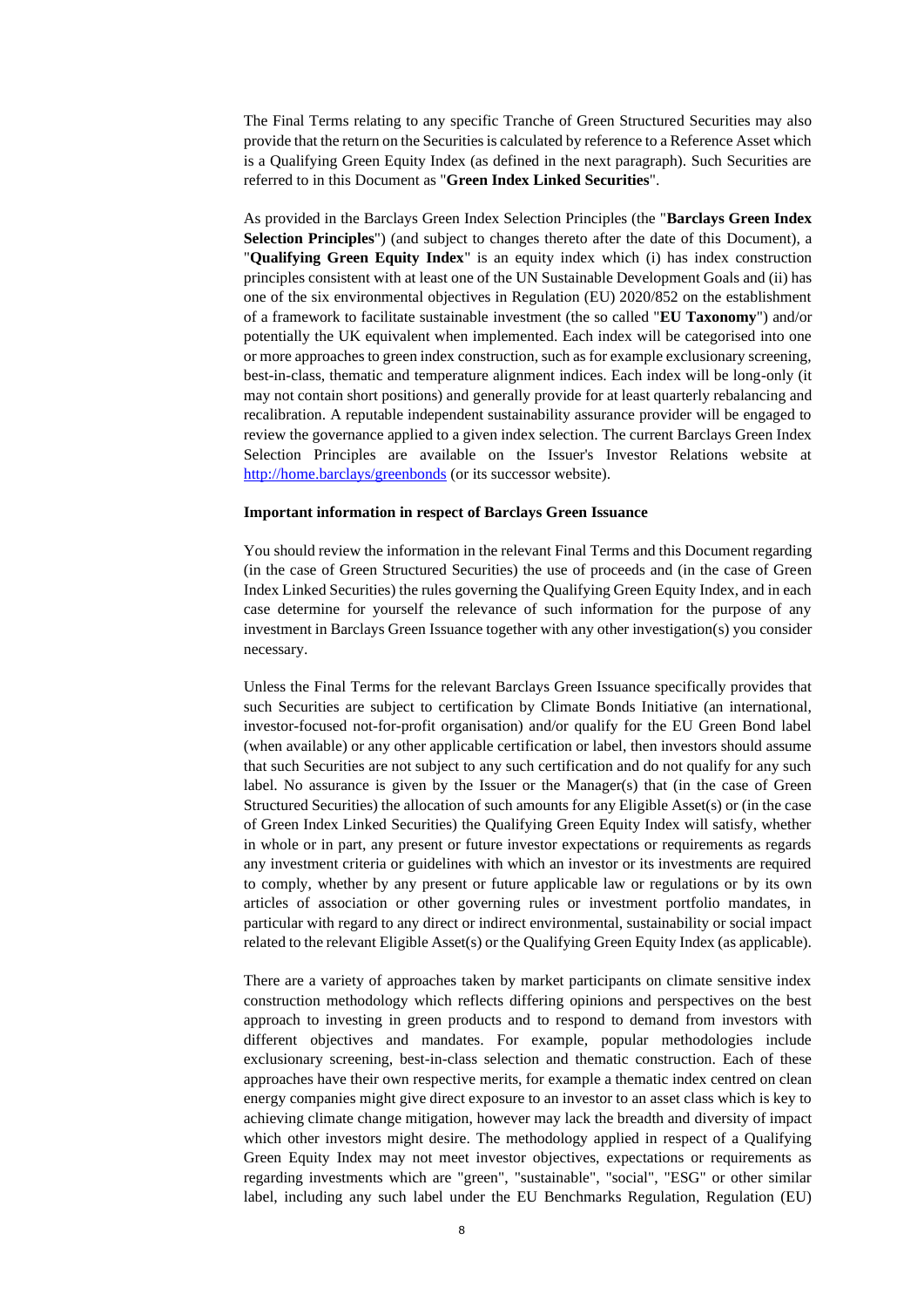The Final Terms relating to any specific Tranche of Green Structured Securities may also provide that the return on the Securities is calculated by reference to a Reference Asset which is a Qualifying Green Equity Index (as defined in the next paragraph). Such Securities are referred to in this Document as "**Green Index Linked Securities**".

As provided in the Barclays Green Index Selection Principles (the "**Barclays Green Index Selection Principles**") (and subject to changes thereto after the date of this Document), a "**Qualifying Green Equity Index**" is an equity index which (i) has index construction principles consistent with at least one of the UN Sustainable Development Goals and (ii) has one of the six environmental objectives in Regulation (EU) 2020/852 on the establishment of a framework to facilitate sustainable investment (the so called "**EU Taxonomy**") and/or potentially the UK equivalent when implemented. Each index will be categorised into one or more approaches to green index construction, such as for example exclusionary screening, best-in-class, thematic and temperature alignment indices. Each index will be long-only (it may not contain short positions) and generally provide for at least quarterly rebalancing and recalibration. A reputable independent sustainability assurance provider will be engaged to review the governance applied to a given index selection. The current Barclays Green Index Selection Principles are available on the Issuer's Investor Relations website at http://home.barclays/greenbonds (or its successor website).

**Important information in respect of Barclays Green Issuance**

You should review the information in the relevant Final Terms and this Document regarding (in the case of Green Structured Securities) the use of proceeds and (in the case of Green Index Linked Securities) the rules governing the Qualifying Green Equity Index, and in each case determine for yourself the relevance of such information for the purpose of any investment in Barclays Green Issuance together with any other investigation(s) you consider necessary.

Unless the Final Terms for the relevant Barclays Green Issuance specifically provides that such Securities are subject to certification by Climate Bonds Initiative (an international, investor-focused not-for-profit organisation) and/or qualify for the EU Green Bond label (when available) or any other applicable certification or label, then investors should assume that such Securities are not subject to any such certification and do not qualify for any such label. No assurance is given by the Issuer or the Manager(s) that (in the case of Green Structured Securities) the allocation of such amounts for any Eligible Asset(s) or (in the case of Green Index Linked Securities) the Qualifying Green Equity Index will satisfy, whether in whole or in part, any present or future investor expectations or requirements as regards any investment criteria or guidelines with which an investor or its investments are required to comply, whether by any present or future applicable law or regulations or by its own articles of association or other governing rules or investment portfolio mandates, in particular with regard to any direct or indirect environmental, sustainability or social impact related to the relevant Eligible Asset(s) or the Qualifying Green Equity Index (as applicable).

There are a variety of approaches taken by market participants on climate sensitive index construction methodology which reflects differing opinions and perspectives on the best approach to investing in green products and to respond to demand from investors with different objectives and mandates. For example, popular methodologies include exclusionary screening, best-in-class selection and thematic construction. Each of these approaches have their own respective merits, for example a thematic index centred on clean energy companies might give direct exposure to an investor to an asset class which is key to achieving climate change mitigation, however may lack the breadth and diversity of impact which other investors might desire. The methodology applied in respect of a Qualifying Green Equity Index may not meet investor objectives, expectations or requirements as regarding investments which are "green", "sustainable", "social", "ESG" or other similar label, including any such label under the EU Benchmarks Regulation, Regulation (EU)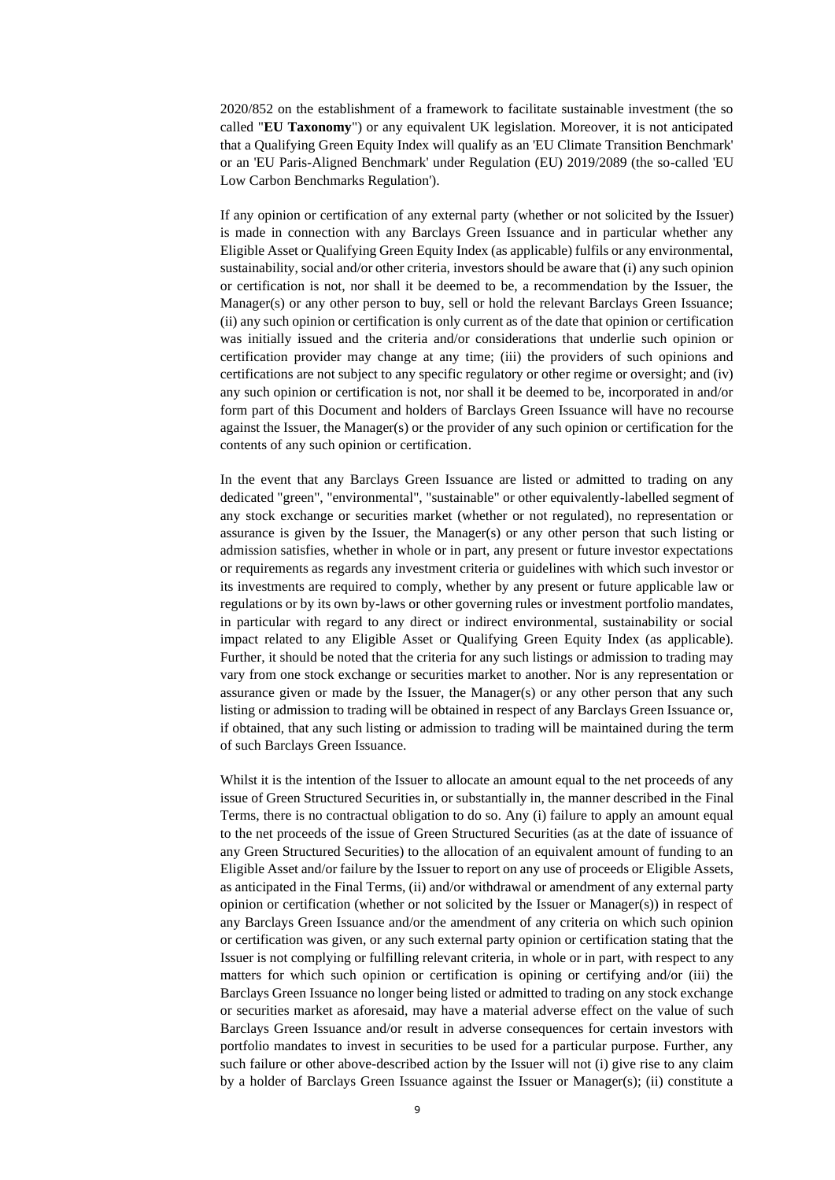2020/852 on the establishment of a framework to facilitate sustainable investment (the so called "**EU Taxonomy**") or any equivalent UK legislation. Moreover, it is not anticipated that a Qualifying Green Equity Index will qualify as an 'EU Climate Transition Benchmark' or an 'EU Paris-Aligned Benchmark' under Regulation (EU) 2019/2089 (the so-called 'EU Low Carbon Benchmarks Regulation').

If any opinion or certification of any external party (whether or not solicited by the Issuer) is made in connection with any Barclays Green Issuance and in particular whether any Eligible Asset or Qualifying Green Equity Index (as applicable) fulfils or any environmental, sustainability, social and/or other criteria, investors should be aware that (i) any such opinion or certification is not, nor shall it be deemed to be, a recommendation by the Issuer, the Manager(s) or any other person to buy, sell or hold the relevant Barclays Green Issuance; (ii) any such opinion or certification is only current as of the date that opinion or certification was initially issued and the criteria and/or considerations that underlie such opinion or certification provider may change at any time; (iii) the providers of such opinions and certifications are not subject to any specific regulatory or other regime or oversight; and (iv) any such opinion or certification is not, nor shall it be deemed to be, incorporated in and/or form part of this Document and holders of Barclays Green Issuance will have no recourse against the Issuer, the Manager(s) or the provider of any such opinion or certification for the contents of any such opinion or certification.

In the event that any Barclays Green Issuance are listed or admitted to trading on any dedicated "green", "environmental", "sustainable" or other equivalently-labelled segment of any stock exchange or securities market (whether or not regulated), no representation or assurance is given by the Issuer, the Manager(s) or any other person that such listing or admission satisfies, whether in whole or in part, any present or future investor expectations or requirements as regards any investment criteria or guidelines with which such investor or its investments are required to comply, whether by any present or future applicable law or regulations or by its own by-laws or other governing rules or investment portfolio mandates, in particular with regard to any direct or indirect environmental, sustainability or social impact related to any Eligible Asset or Qualifying Green Equity Index (as applicable). Further, it should be noted that the criteria for any such listings or admission to trading may vary from one stock exchange or securities market to another. Nor is any representation or assurance given or made by the Issuer, the Manager(s) or any other person that any such listing or admission to trading will be obtained in respect of any Barclays Green Issuance or, if obtained, that any such listing or admission to trading will be maintained during the term of such Barclays Green Issuance.

Whilst it is the intention of the Issuer to allocate an amount equal to the net proceeds of any issue of Green Structured Securities in, or substantially in, the manner described in the Final Terms, there is no contractual obligation to do so. Any (i) failure to apply an amount equal to the net proceeds of the issue of Green Structured Securities (as at the date of issuance of any Green Structured Securities) to the allocation of an equivalent amount of funding to an Eligible Asset and/or failure by the Issuer to report on any use of proceeds or Eligible Assets, as anticipated in the Final Terms, (ii) and/or withdrawal or amendment of any external party opinion or certification (whether or not solicited by the Issuer or Manager(s)) in respect of any Barclays Green Issuance and/or the amendment of any criteria on which such opinion or certification was given, or any such external party opinion or certification stating that the Issuer is not complying or fulfilling relevant criteria, in whole or in part, with respect to any matters for which such opinion or certification is opining or certifying and/or (iii) the Barclays Green Issuance no longer being listed or admitted to trading on any stock exchange or securities market as aforesaid, may have a material adverse effect on the value of such Barclays Green Issuance and/or result in adverse consequences for certain investors with portfolio mandates to invest in securities to be used for a particular purpose. Further, any such failure or other above-described action by the Issuer will not (i) give rise to any claim by a holder of Barclays Green Issuance against the Issuer or Manager(s); (ii) constitute a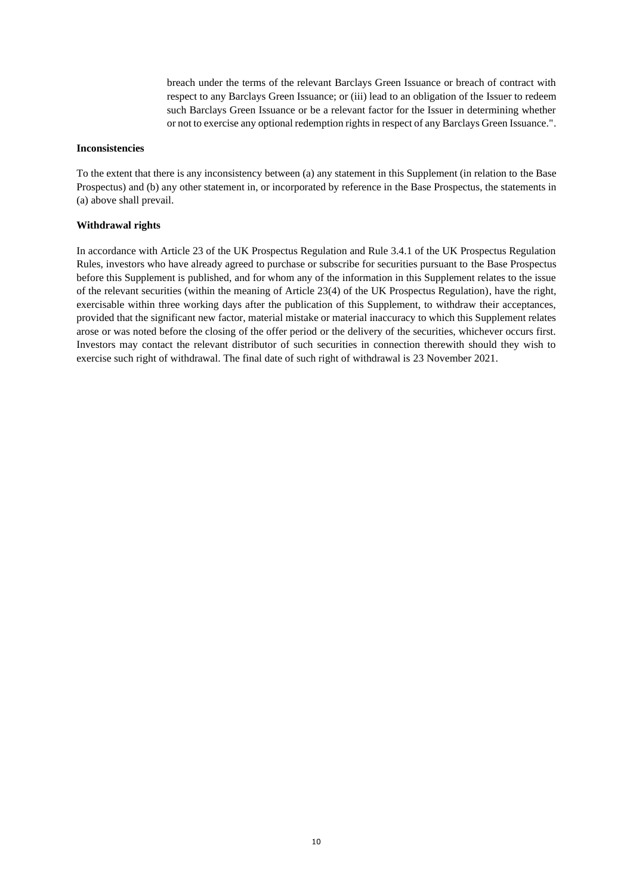breach under the terms of the relevant Barclays Green Issuance or breach of contract with respect to any Barclays Green Issuance; or (iii) lead to an obligation of the Issuer to redeem such Barclays Green Issuance or be a relevant factor for the Issuer in determining whether or not to exercise any optional redemption rights in respect of any Barclays Green Issuance.".

**Inconsistencies**

To the extent that there is any inconsistency between (a) any statement in this Supplement (in relation to the Base Prospectus) and (b) any other statement in, or incorporated by reference in the Base Prospectus, the statements in (a) above shall prevail.

**Withdrawal rights**

In accordance with Article 23 of the UK Prospectus Regulation and Rule 3.4.1 of the UK Prospectus Regulation Rules, investors who have already agreed to purchase or subscribe for securities pursuant to the Base Prospectus before this Supplement is published, and for whom any of the information in this Supplement relates to the issue of the relevant securities (within the meaning of Article 23(4) of the UK Prospectus Regulation), have the right, exercisable within three working days after the publication of this Supplement, to withdraw their acceptances, provided that the significant new factor, material mistake or material inaccuracy to which this Supplement relates arose or was noted before the closing of the offer period or the delivery of the securities, whichever occurs first. Investors may contact the relevant distributor of such securities in connection therewith should they wish to exercise such right of withdrawal. The final date of such right of withdrawal is 23 November 2021.